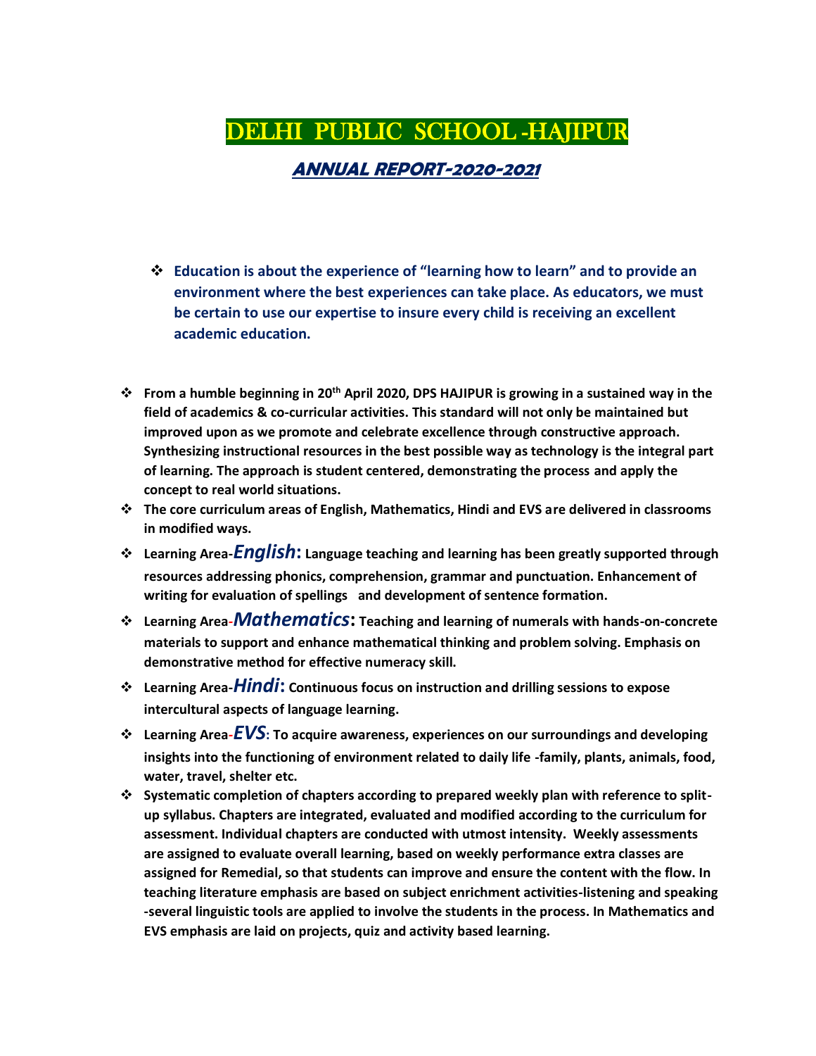# DELHI PUBLIC SCHOOL -HAJIPUR

## *ANNUAL REPORT-2020-2021*

- **Education is about the experience of "learning how to learn" and to provide an environment where the best experiences can take place. As educators, we must be certain to use our expertise to insure every child is receiving an excellent academic education.**

- **From a humble beginning in 20th April 2020, DPS HAJIPUR is growing in a sustained way in the field of academics & co-curricular activities. This standard will not only be maintained but improved upon as we promote and celebrate excellence through constructive approach. Synthesizing instructional resources in the best possible way as technology is the integral part of learning. The approach is student centered, demonstrating the process and apply the concept to real world situations.**
- **The core curriculum areas of English, Mathematics, Hindi and EVS are delivered in classrooms in modified ways.**
- **Learning Area-*English*: Language teaching and learning has been greatly supported through resources addressing phonics, comprehension, grammar and punctuation. Enhancement of writing for evaluation of spellings and development of sentence formation.**
- **Learning Area-*Mathematics*: Teaching and learning of numerals with hands-on-concrete materials to support and enhance mathematical thinking and problem solving. Emphasis on demonstrative method for effective numeracy skill.**
- **Learning Area-*Hindi*: Continuous focus on instruction and drilling sessions to expose intercultural aspects of language learning.**
- **Learning Area-*EVS*: To acquire awareness, experiences on our surroundings and developing insights into the functioning of environment related to daily life -family, plants, animals, food, water, travel, shelter etc.**
- **Systematic completion of chapters according to prepared weekly plan with reference to split-up syllabus. Chapters are integrated, evaluated and modified according to the curriculum for assessment. Individual chapters are conducted with utmost intensity. Weekly assessments are assigned to evaluate overall learning, based on weekly performance extra classes are assigned for Remedial, so that students can improve and ensure the content with the flow. In teaching literature emphasis are based on subject enrichment activities-listening and speaking -several linguistic tools are applied to involve the students in the process. In Mathematics and EVS emphasis are laid on projects, quiz and activity based learning.**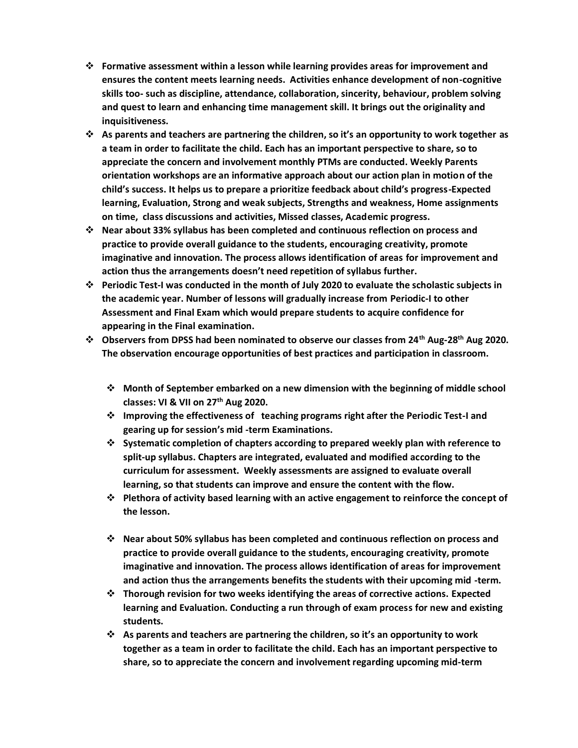- **Formative assessment within a lesson while learning provides areas for improvement and ensures the content meets learning needs. Activities enhance development of non-cognitive skills too- such as discipline, attendance, collaboration, sincerity, behaviour, problem solving and quest to learn and enhancing time management skill. It brings out the originality and inquisitiveness.**
- **As parents and teachers are partnering the children, so it's an opportunity to work together as a team in order to facilitate the child. Each has an important perspective to share, so to appreciate the concern and involvement monthly PTMs are conducted. Weekly Parents orientation workshops are an informative approach about our action plan in motion of the child's success. It helps us to prepare a prioritize feedback about child's progress-Expected learning, Evaluation, Strong and weak subjects, Strengths and weakness, Home assignments on time, class discussions and activities, Missed classes, Academic progress.**
- **Near about 33% syllabus has been completed and continuous reflection on process and practice to provide overall guidance to the students, encouraging creativity, promote imaginative and innovation. The process allows identification of areas for improvement and action thus the arrangements doesn't need repetition of syllabus further.**
- **Periodic Test-I was conducted in the month of July 2020 to evaluate the scholastic subjects in the academic year. Number of lessons will gradually increase from Periodic-I to other Assessment and Final Exam which would prepare students to acquire confidence for appearing in the Final examination.**
- **Observers from DPSS had been nominated to observe our classes from 24th Aug-28th Aug 2020. The observation encourage opportunities of best practices and participation in classroom.**

  - **Month of September embarked on a new dimension with the beginning of middle school classes: VI & VII on 27th Aug 2020.**
  - **Improving the effectiveness of teaching programs right after the Periodic Test-I and gearing up for session's mid -term Examinations.**
  - **Systematic completion of chapters according to prepared weekly plan with reference to split-up syllabus. Chapters are integrated, evaluated and modified according to the curriculum for assessment. Weekly assessments are assigned to evaluate overall learning, so that students can improve and ensure the content with the flow.**
  - **Plethora of activity based learning with an active engagement to reinforce the concept of the lesson.**

  - **Near about 50% syllabus has been completed and continuous reflection on process and practice to provide overall guidance to the students, encouraging creativity, promote imaginative and innovation. The process allows identification of areas for improvement and action thus the arrangements benefits the students with their upcoming mid -term.**
  - **Thorough revision for two weeks identifying the areas of corrective actions. Expected learning and Evaluation. Conducting a run through of exam process for new and existing students.**
  - **As parents and teachers are partnering the children, so it's an opportunity to work together as a team in order to facilitate the child. Each has an important perspective to share, so to appreciate the concern and involvement regarding upcoming mid-term**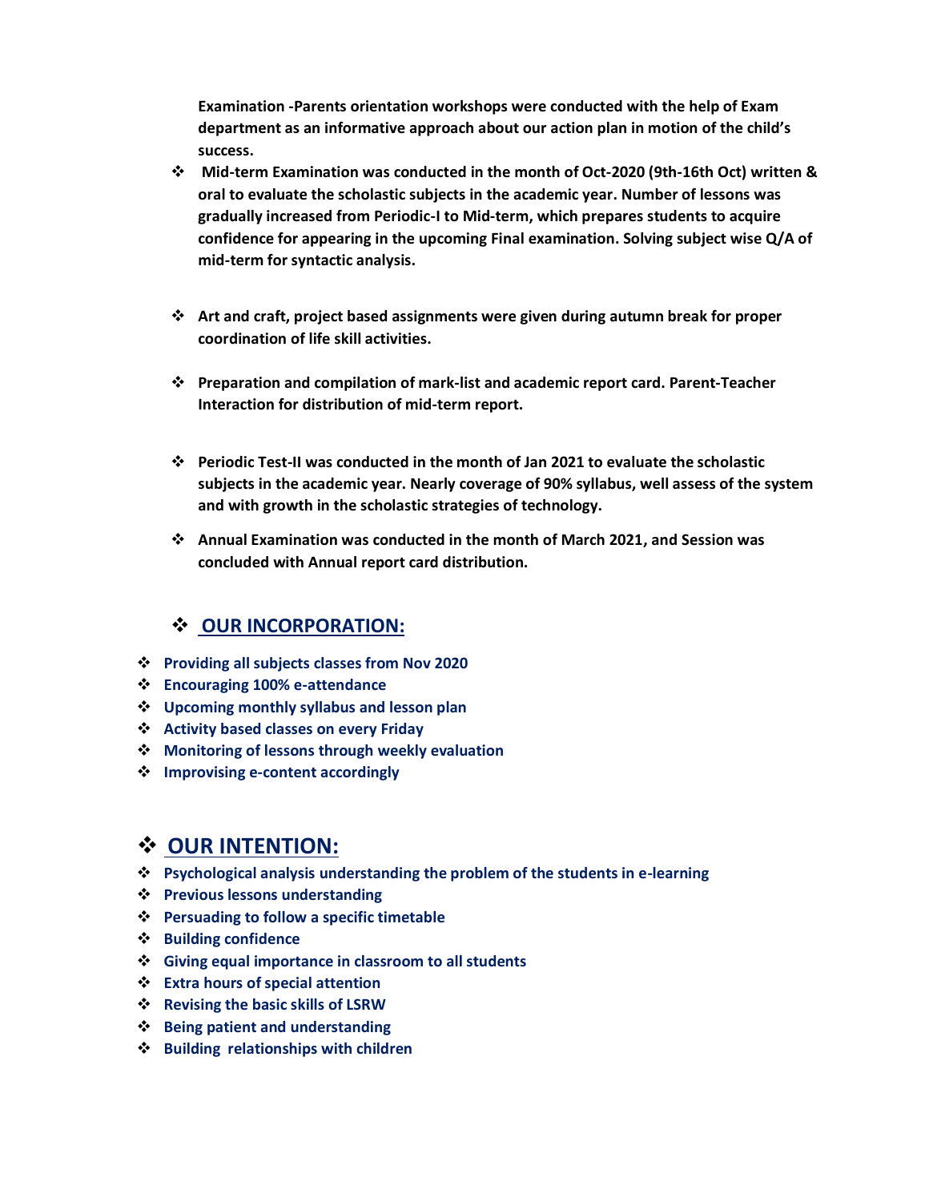**Examination -Parents orientation workshops were conducted with the help of Exam department as an informative approach about our action plan in motion of the child's success.**

- **Mid-term Examination was conducted in the month of Oct-2020 (9th-16th Oct) written & oral to evaluate the scholastic subjects in the academic year. Number of lessons was gradually increased from Periodic-I to Mid-term, which prepares students to acquire confidence for appearing in the upcoming Final examination. Solving subject wise Q/A of mid-term for syntactic analysis.**

- **Art and craft, project based assignments were given during autumn break for proper coordination of life skill activities.**

- **Preparation and compilation of mark-list and academic report card. Parent-Teacher Interaction for distribution of mid-term report.**

- **Periodic Test-II was conducted in the month of Jan 2021 to evaluate the scholastic subjects in the academic year. Nearly coverage of 90% syllabus, well assess of the system and with growth in the scholastic strategies of technology.**

- **Annual Examination was conducted in the month of March 2021, and Session was concluded with Annual report card distribution.**

## OUR INCORPORATION:

- **Providing all subjects classes from Nov 2020**
- **Encouraging 100% e-attendance**
- **Upcoming monthly syllabus and lesson plan**
- **Activity based classes on every Friday**
- **Monitoring of lessons through weekly evaluation**
- **Improvising e-content accordingly**

## OUR INTENTION:

- **Psychological analysis understanding the problem of the students in e-learning**
- **Previous lessons understanding**
- **Persuading to follow a specific timetable**
- **Building confidence**
- **Giving equal importance in classroom to all students**
- **Extra hours of special attention**
- **Revising the basic skills of LSRW**
- **Being patient and understanding**
- **Building relationships with children**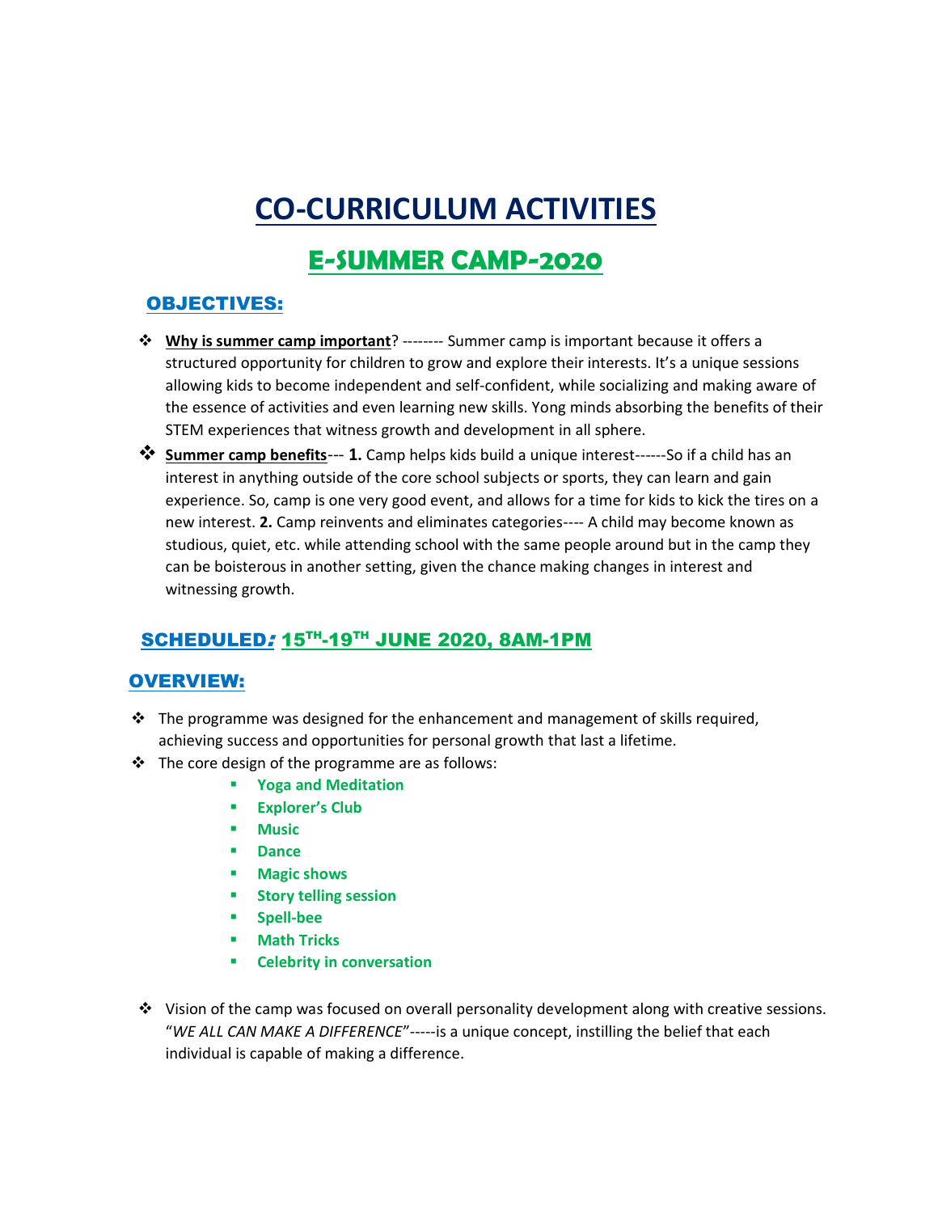# CO-CURRICULUM ACTIVITIES

## E-SUMMER CAMP-2020

### OBJECTIVES:

- **Why is summer camp important**? -------- Summer camp is important because it offers a structured opportunity for children to grow and explore their interests. It's a unique sessions allowing kids to become independent and self-confident, while socializing and making aware of the essence of activities and even learning new skills. Yong minds absorbing the benefits of their STEM experiences that witness growth and development in all sphere.
- **Summer camp benefits**--- **1.** Camp helps kids build a unique interest------So if a child has an interest in anything outside of the core school subjects or sports, they can learn and gain experience. So, camp is one very good event, and allows for a time for kids to kick the tires on a new interest. **2.** Camp reinvents and eliminates categories---- A child may become known as studious, quiet, etc. while attending school with the same people around but in the camp they can be boisterous in another setting, given the chance making changes in interest and witnessing growth.

### SCHEDULED*:* 15TH-19TH JUNE 2020, 8AM-1PM

### OVERVIEW:

- The programme was designed for the enhancement and management of skills required, achieving success and opportunities for personal growth that last a lifetime.
- The core design of the programme are as follows:
  - **Yoga and Meditation**
  - **Explorer's Club**
  - **Music**
  - **Dance**
  - **Magic shows**
  - **Story telling session**
  - **Spell-bee**
  - **Math Tricks**
  - **Celebrity in conversation**

- Vision of the camp was focused on overall personality development along with creative sessions. "*WE ALL CAN MAKE A DIFFERENCE*"-----is a unique concept, instilling the belief that each individual is capable of making a difference.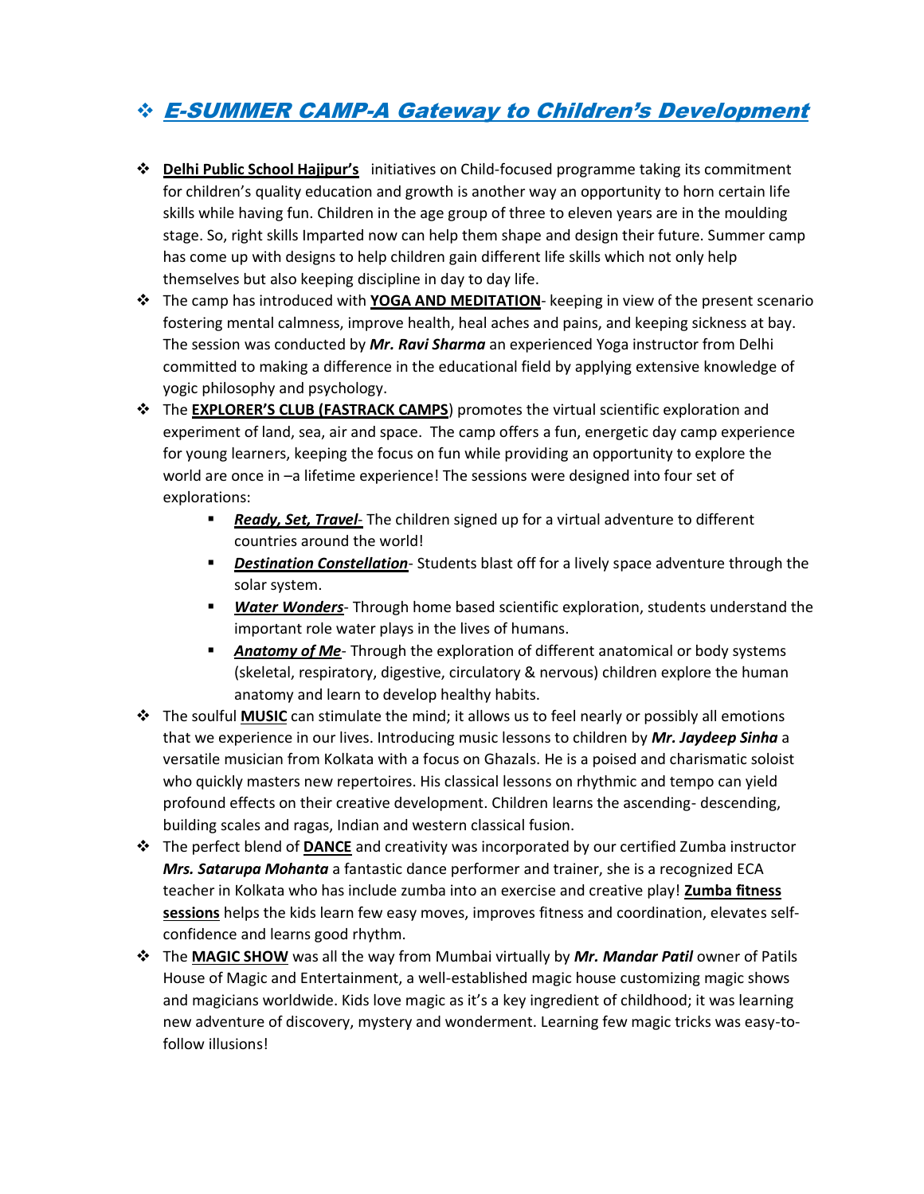## ❖ *E-SUMMER CAMP-A Gateway to Children's Development*

- **Delhi Public School Hajipur's** initiatives on Child-focused programme taking its commitment for children's quality education and growth is another way an opportunity to horn certain life skills while having fun. Children in the age group of three to eleven years are in the moulding stage. So, right skills Imparted now can help them shape and design their future. Summer camp has come up with designs to help children gain different life skills which not only help themselves but also keeping discipline in day to day life.
- The camp has introduced with **YOGA AND MEDITATION**- keeping in view of the present scenario fostering mental calmness, improve health, heal aches and pains, and keeping sickness at bay. The session was conducted by ***Mr. Ravi Sharma*** an experienced Yoga instructor from Delhi committed to making a difference in the educational field by applying extensive knowledge of yogic philosophy and psychology.
- The **EXPLORER'S CLUB (FASTRACK CAMPS**) promotes the virtual scientific exploration and experiment of land, sea, air and space. The camp offers a fun, energetic day camp experience for young learners, keeping the focus on fun while providing an opportunity to explore the world are once in –a lifetime experience! The sessions were designed into four set of explorations:
  - ***Ready, Set, Travel***- The children signed up for a virtual adventure to different countries around the world!
  - ***Destination Constellation***- Students blast off for a lively space adventure through the solar system.
  - ***Water Wonders***- Through home based scientific exploration, students understand the important role water plays in the lives of humans.
  - ***Anatomy of Me***- Through the exploration of different anatomical or body systems (skeletal, respiratory, digestive, circulatory & nervous) children explore the human anatomy and learn to develop healthy habits.
- The soulful **MUSIC** can stimulate the mind; it allows us to feel nearly or possibly all emotions that we experience in our lives. Introducing music lessons to children by ***Mr. Jaydeep Sinha*** a versatile musician from Kolkata with a focus on Ghazals. He is a poised and charismatic soloist who quickly masters new repertoires. His classical lessons on rhythmic and tempo can yield profound effects on their creative development. Children learns the ascending- descending, building scales and ragas, Indian and western classical fusion.
- The perfect blend of **DANCE** and creativity was incorporated by our certified Zumba instructor ***Mrs. Satarupa Mohanta*** a fantastic dance performer and trainer, she is a recognized ECA teacher in Kolkata who has include zumba into an exercise and creative play! **Zumba fitness sessions** helps the kids learn few easy moves, improves fitness and coordination, elevates self-confidence and learns good rhythm.
- The **MAGIC SHOW** was all the way from Mumbai virtually by ***Mr. Mandar Patil*** owner of Patils House of Magic and Entertainment, a well-established magic house customizing magic shows and magicians worldwide. Kids love magic as it's a key ingredient of childhood; it was learning new adventure of discovery, mystery and wonderment. Learning few magic tricks was easy-to-follow illusions!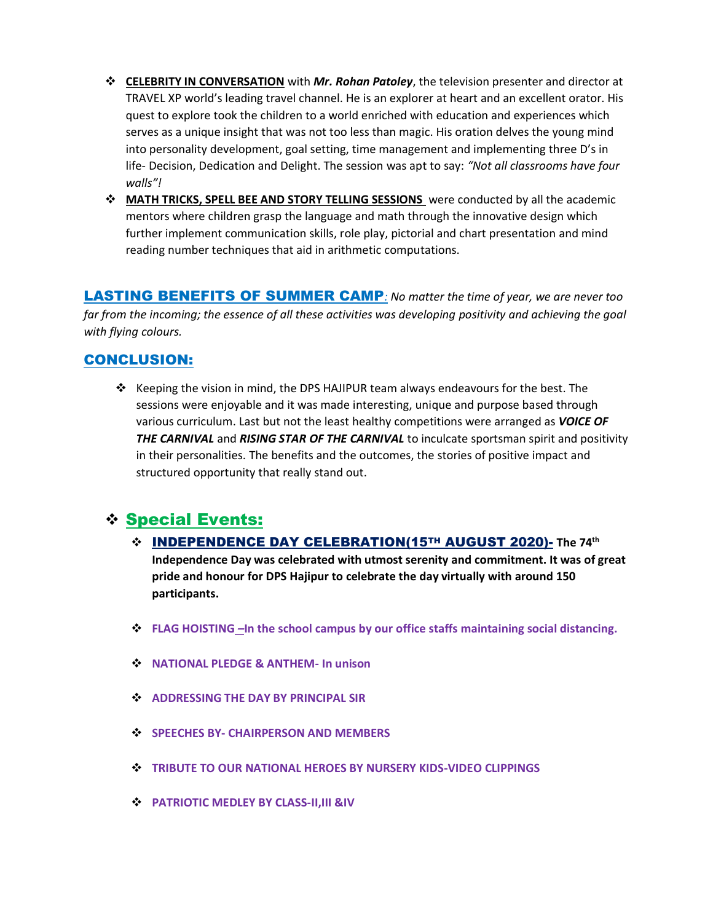- **CELEBRITY IN CONVERSATION** with ***Mr. Rohan Patoley***, the television presenter and director at TRAVEL XP world's leading travel channel. He is an explorer at heart and an excellent orator. His quest to explore took the children to a world enriched with education and experiences which serves as a unique insight that was not too less than magic. His oration delves the young mind into personality development, goal setting, time management and implementing three D's in life- Decision, Dedication and Delight. The session was apt to say: *"Not all classrooms have four walls"!*
- **MATH TRICKS, SPELL BEE AND STORY TELLING SESSIONS** were conducted by all the academic mentors where children grasp the language and math through the innovative design which further implement communication skills, role play, pictorial and chart presentation and mind reading number techniques that aid in arithmetic computations.

**LASTING BENEFITS OF SUMMER CAMP***: No matter the time of year, we are never too far from the incoming; the essence of all these activities was developing positivity and achieving the goal with flying colours.*

## CONCLUSION:

- Keeping the vision in mind, the DPS HAJIPUR team always endeavours for the best. The sessions were enjoyable and it was made interesting, unique and purpose based through various curriculum. Last but not the least healthy competitions were arranged as ***VOICE OF THE CARNIVAL*** and ***RISING STAR OF THE CARNIVAL*** to inculcate sportsman spirit and positivity in their personalities. The benefits and the outcomes, the stories of positive impact and structured opportunity that really stand out.

## Special Events:

- **INDEPENDENCE DAY CELEBRATION(15TH AUGUST 2020)- The 74th Independence Day was celebrated with utmost serenity and commitment. It was of great pride and honour for DPS Hajipur to celebrate the day virtually with around 150 participants.**
- **FLAG HOISTING –In the school campus by our office staffs maintaining social distancing.**
- **NATIONAL PLEDGE & ANTHEM- In unison**
- **ADDRESSING THE DAY BY PRINCIPAL SIR**
- **SPEECHES BY- CHAIRPERSON AND MEMBERS**
- **TRIBUTE TO OUR NATIONAL HEROES BY NURSERY KIDS-VIDEO CLIPPINGS**
- **PATRIOTIC MEDLEY BY CLASS-II,III &IV**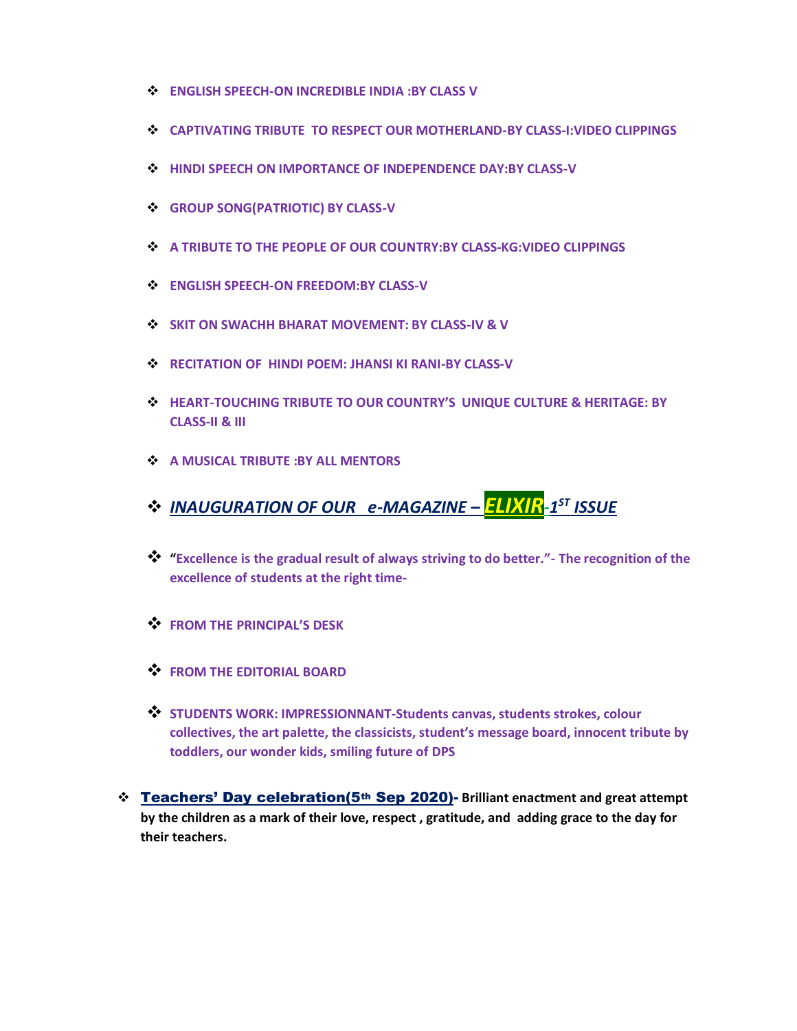- **ENGLISH SPEECH-ON INCREDIBLE INDIA :BY CLASS V**
- **CAPTIVATING TRIBUTE TO RESPECT OUR MOTHERLAND-BY CLASS-I:VIDEO CLIPPINGS**
- **HINDI SPEECH ON IMPORTANCE OF INDEPENDENCE DAY:BY CLASS-V**
- **GROUP SONG(PATRIOTIC) BY CLASS-V**
- **A TRIBUTE TO THE PEOPLE OF OUR COUNTRY:BY CLASS-KG:VIDEO CLIPPINGS**
- **ENGLISH SPEECH-ON FREEDOM:BY CLASS-V**
- **SKIT ON SWACHH BHARAT MOVEMENT: BY CLASS-IV & V**
- **RECITATION OF HINDI POEM: JHANSI KI RANI-BY CLASS-V**
- **HEART-TOUCHING TRIBUTE TO OUR COUNTRY'S UNIQUE CULTURE & HERITAGE: BY CLASS-II & III**
- **A MUSICAL TRIBUTE :BY ALL MENTORS**
- ***INAUGURATION OF OUR e-MAGAZINE – ELIXIR-1ST ISSUE***
- **"Excellence is the gradual result of always striving to do better."- The recognition of the excellence of students at the right time-**
- **FROM THE PRINCIPAL'S DESK**
- **FROM THE EDITORIAL BOARD**
- **STUDENTS WORK: IMPRESSIONNANT-Students canvas, students strokes, colour collectives, the art palette, the classicists, student's message board, innocent tribute by toddlers, our wonder kids, smiling future of DPS**

- **Teachers' Day celebration(5th Sep 2020)- Brilliant enactment and great attempt by the children as a mark of their love, respect , gratitude, and adding grace to the day for their teachers.**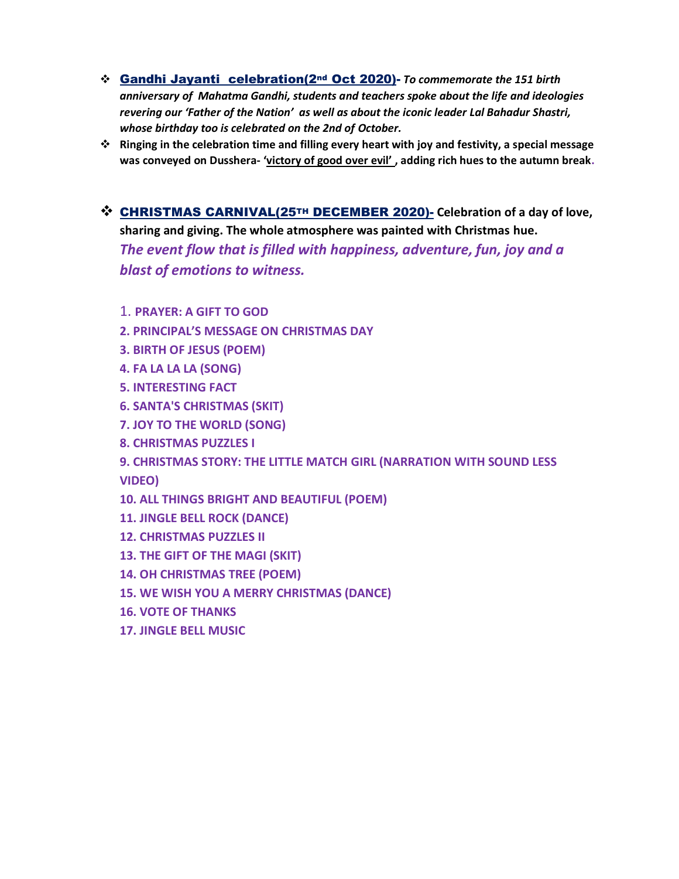- **<u>Gandhi Jayanti celebration(2nd Oct 2020)</u>- *To commemorate the 151 birth anniversary of Mahatma Gandhi, students and teachers spoke about the life and ideologies revering our 'Father of the Nation' as well as about the iconic leader Lal Bahadur Shastri, whose birthday too is celebrated on the 2nd of October.***
- **Ringing in the celebration time and filling every heart with joy and festivity, a special message was conveyed on Dusshera- <u>'victory of good over evil'</u> , adding rich hues to the autumn break.**

- **<u>CHRISTMAS CARNIVAL(25TH DECEMBER 2020)</u>- Celebration of a day of love, sharing and giving. The whole atmosphere was painted with Christmas hue.**
  ***The event flow that is filled with happiness, adventure, fun, joy and a blast of emotions to witness.***

  1. **PRAYER: A GIFT TO GOD**
  2. **PRINCIPAL'S MESSAGE ON CHRISTMAS DAY**
  3. **BIRTH OF JESUS (POEM)**
  4. **FA LA LA LA (SONG)**
  5. **INTERESTING FACT**
  6. **SANTA'S CHRISTMAS (SKIT)**
  7. **JOY TO THE WORLD (SONG)**
  8. **CHRISTMAS PUZZLES I**
  9. **CHRISTMAS STORY: THE LITTLE MATCH GIRL (NARRATION WITH SOUND LESS VIDEO)**
  10. **ALL THINGS BRIGHT AND BEAUTIFUL (POEM)**
  11. **JINGLE BELL ROCK (DANCE)**
  12. **CHRISTMAS PUZZLES II**
  13. **THE GIFT OF THE MAGI (SKIT)**
  14. **OH CHRISTMAS TREE (POEM)**
  15. **WE WISH YOU A MERRY CHRISTMAS (DANCE)**
  16. **VOTE OF THANKS**
  17. **JINGLE BELL MUSIC**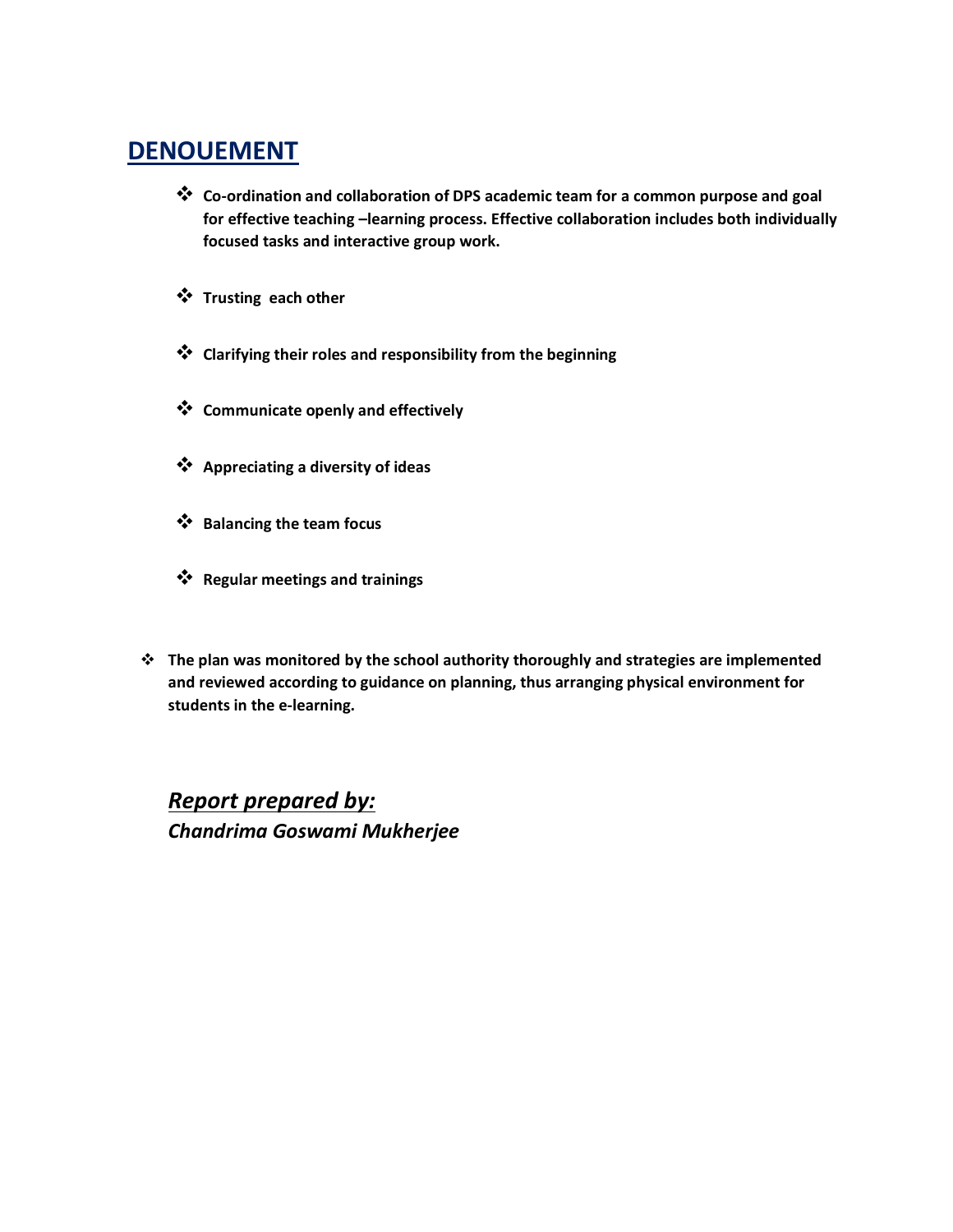## DENOUEMENT

- **Co-ordination and collaboration of DPS academic team for a common purpose and goal for effective teaching –learning process. Effective collaboration includes both individually focused tasks and interactive group work.**
- **Trusting each other**
- **Clarifying their roles and responsibility from the beginning**
- **Communicate openly and effectively**
- **Appreciating a diversity of ideas**
- **Balancing the team focus**
- **Regular meetings and trainings**

- **The plan was monitored by the school authority thoroughly and strategies are implemented and reviewed according to guidance on planning, thus arranging physical environment for students in the e-learning.**

***Report prepared by:***
***Chandrima Goswami Mukherjee***